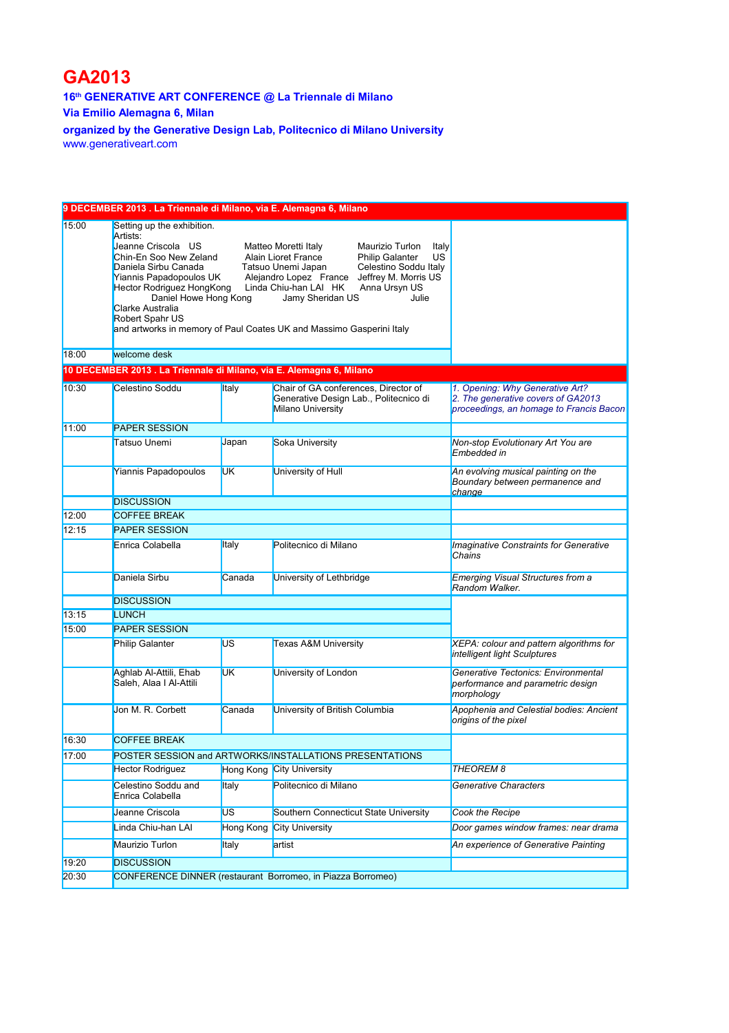# GA2013

**16th GENERATIVE ART CONFERENCE @ La Triennale di Milano**

**Via Emilio Alemagna 6, Milan**

**organized by the Generative Design Lab, Politecnico di Milano University**

www.generativeart.com

| | | | | |
|---|---|---|---|---|
| **9 DECEMBER 2013 . La Triennale di Milano, via E. Alemagna 6, Milano** | | | | |
| 15:00 | Setting up the exhibition.<br>Artists:<br>Jeanne Criscola US, Matteo Moretti Italy, Maurizio Turlon Italy, Chin-En Soo New Zeland, Alain Lioret France, Philip Galanter US, Daniela Sirbu Canada, Tatsuo Unemi Japan, Celestino Soddu Italy, Yiannis Papadopoulos UK, Alejandro Lopez France, Jeffrey M. Morris US, Hector Rodriguez HongKong, Linda Chiu-han LAI HK, Anna Ursyn US, Daniel Howe Hong Kong, Jamy Sheridan US, Julie Clarke Australia, Robert Spahr US<br>and artworks in memory of Paul Coates UK and Massimo Gasperini Italy | | | |
| 18:00 | welcome desk | | | |
| **10 DECEMBER 2013 . La Triennale di Milano, via E. Alemagna 6, Milano** | | | | |
| 10:30 | Celestino Soddu | Italy | Chair of GA conferences, Director of Generative Design Lab., Politecnico di Milano University | *1. Opening: Why Generative Art?*<br>*2. The generative covers of GA2013 proceedings, an homage to Francis Bacon* |
| 11:00 | PAPER SESSION | | | |
| | Tatsuo Unemi | Japan | Soka University | *Non-stop Evolutionary Art You are Embedded in* |
| | Yiannis Papadopoulos | UK | University of Hull | *An evolving musical painting on the Boundary between permanence and change* |
| | DISCUSSION | | | |
| 12:00 | COFFEE BREAK | | | |
| 12:15 | PAPER SESSION | | | |
| | Enrica Colabella | Italy | Politecnico di Milano | *Imaginative Constraints for Generative Chains* |
| | Daniela Sirbu | Canada | University of Lethbridge | *Emerging Visual Structures from a Random Walker.* |
| | DISCUSSION | | | |
| 13:15 | LUNCH | | | |
| 15:00 | PAPER SESSION | | | |
| | Philip Galanter | US | Texas A&M University | *XEPA: colour and pattern algorithms for intelligent light Sculptures* |
| | Aghlab Al-Attili, Ehab Saleh, Alaa I Al-Attili | UK | University of London | *Generative Tectonics: Environmental performance and parametric design morphology* |
| | Jon M. R. Corbett | Canada | University of British Columbia | *Apophenia and Celestial bodies: Ancient origins of the pixel* |
| 16:30 | COFFEE BREAK | | | |
| 17:00 | POSTER SESSION and ARTWORKS/INSTALLATIONS PRESENTATIONS | | | |
| | Hector Rodriguez | Hong Kong | City University | *THEOREM 8* |
| | Celestino Soddu and Enrica Colabella | Italy | Politecnico di Milano | *Generative Characters* |
| | Jeanne Criscola | US | Southern Connecticut State University | *Cook the Recipe* |
| | Linda Chiu-han LAI | Hong Kong | City University | *Door games window frames: near drama* |
| | Maurizio Turlon | Italy | artist | *An experience of Generative Painting* |
| 19:20 | DISCUSSION | | | |
| 20:30 | CONFERENCE DINNER (restaurant Borromeo, in Piazza Borromeo) | | | |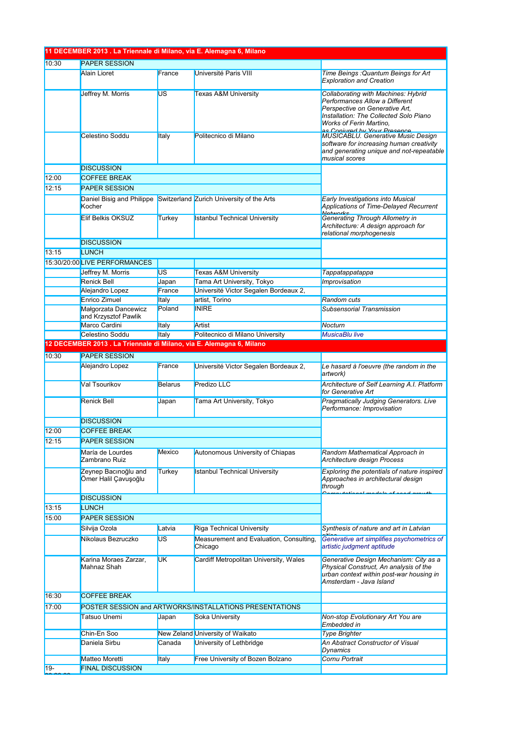| | | | | |
|---|---|---|---|---|
| **11 DECEMBER 2013 . La Triennale di Milano, via E. Alemagna 6, Milano** | | | | |
| 10:30 | PAPER SESSION | | | |
| | Alain Lioret | France | Université Paris VIII | *Time Beings :Quantum Beings for Art Exploration and Creation* |
| | Jeffrey M. Morris | US | Texas A&M University | *Collaborating with Machines: Hybrid Performances Allow a Different Perspective on Generative Art, Installation: The Collected Solo Piano Works of Ferin Martino, as Conjured by Your Presence* |
| | Celestino Soddu | Italy | Politecnico di Milano | *MUSICABLU. Generative Music Design software for increasing human creativity and generating unique and not-repeatable musical scores* |
| | DISCUSSION | | | |
| 12:00 | COFFEE BREAK | | | |
| 12:15 | PAPER SESSION | | | |
| | Daniel Bisig and Philippe Kocher | Switzerland | Zurich University of the Arts | *Early Investigations into Musical Applications of Time-Delayed Recurrent Networks* |
| | Elif Belkis OKSUZ | Turkey | Istanbul Technical University | *Generating Through Allometry in Architecture: A design approach for relational morphogenesis* |
| | DISCUSSION | | | |
| 13:15 | LUNCH | | | |
| 15:30/20:00 | LIVE PERFORMANCES | | | |
| | Jeffrey M. Morris | US | Texas A&M University | *Tappatappatappa* |
| | Renick Bell | Japan | Tama Art University, Tokyo | *Improvisation* |
| | Alejandro Lopez | France | Université Victor Segalen Bordeaux 2, | |
| | Enrico Zimuel | Italy | artist, Torino | *Random cuts* |
| | Małgorzata Dancewicz and Krzysztof Pawlik | Poland | INIRE | *Subsensorial Transmission* |
| | Marco Cardini | Italy | Artist | *Nocturn* |
| | Celestino Soddu | Italy | Politecnico di Milano University | *MusicaBlu live* |
| **12 DECEMBER 2013 . La Triennale di Milano, via E. Alemagna 6, Milano** | | | | |
| 10:30 | PAPER SESSION | | | |
| | Alejandro Lopez | France | Université Victor Segalen Bordeaux 2, | *Le hasard à l'oeuvre (the random in the artwork)* |
| | Val Tsourikov | Belarus | Predizo LLC | *Architecture of Self Learning A.I. Platform for Generative Art* |
| | Renick Bell | Japan | Tama Art University, Tokyo | *Pragmatically Judging Generators. Live Performance: Improvisation* |
| | DISCUSSION | | | |
| 12:00 | COFFEE BREAK | | | |
| 12:15 | PAPER SESSION | | | |
| | María de Lourdes Zambrano Ruiz | Mexico | Autonomous University of Chiapas | *Random Mathematical Approach in Architecture design Process* |
| | Zeynep Bacınoğlu and Ömer Halil Çavuşoğlu | Turkey | Istanbul Technical University | *Exploring the potentials of nature inspired Approaches in architectural design through Computational models of seed growth* |
| | DISCUSSION | | | |
| 13:15 | LUNCH | | | |
| 15:00 | PAPER SESSION | | | |
| | Silvija Ozola | Latvia | Riga Technical University | *Synthesis of nature and art in Latvian cities* |
| | Nikolaus Bezruczko | US | Measurement and Evaluation, Consulting, Chicago | *Generative art simplifies psychometrics of artistic judgment aptitude* |
| | Karina Moraes Zarzar, Mahnaz Shah | UK | Cardiff Metropolitan University, Wales | *Generative Design Mechanism: City as a Physical Construct, An analysis of the urban context within post-war housing in Amsterdam - Java Island* |
| 16:30 | COFFEE BREAK | | | |
| 17:00 | POSTER SESSION and ARTWORKS/INSTALLATIONS PRESENTATIONS | | | |
| | Tatsuo Unemi | Japan | Soka University | *Non-stop Evolutionary Art You are Embedded in* |
| | Chin-En Soo | New Zeland | University of Waikato | *Type Brighter* |
| | Daniela Sirbu | Canada | University of Lethbridge | *An Abstract Constructor of Visual Dynamics* |
| | Matteo Moretti | Italy | Free University of Bozen Bolzano | *Cornu Portrait* |
| 19-20:00:00 | FINAL DISCUSSION | | | |